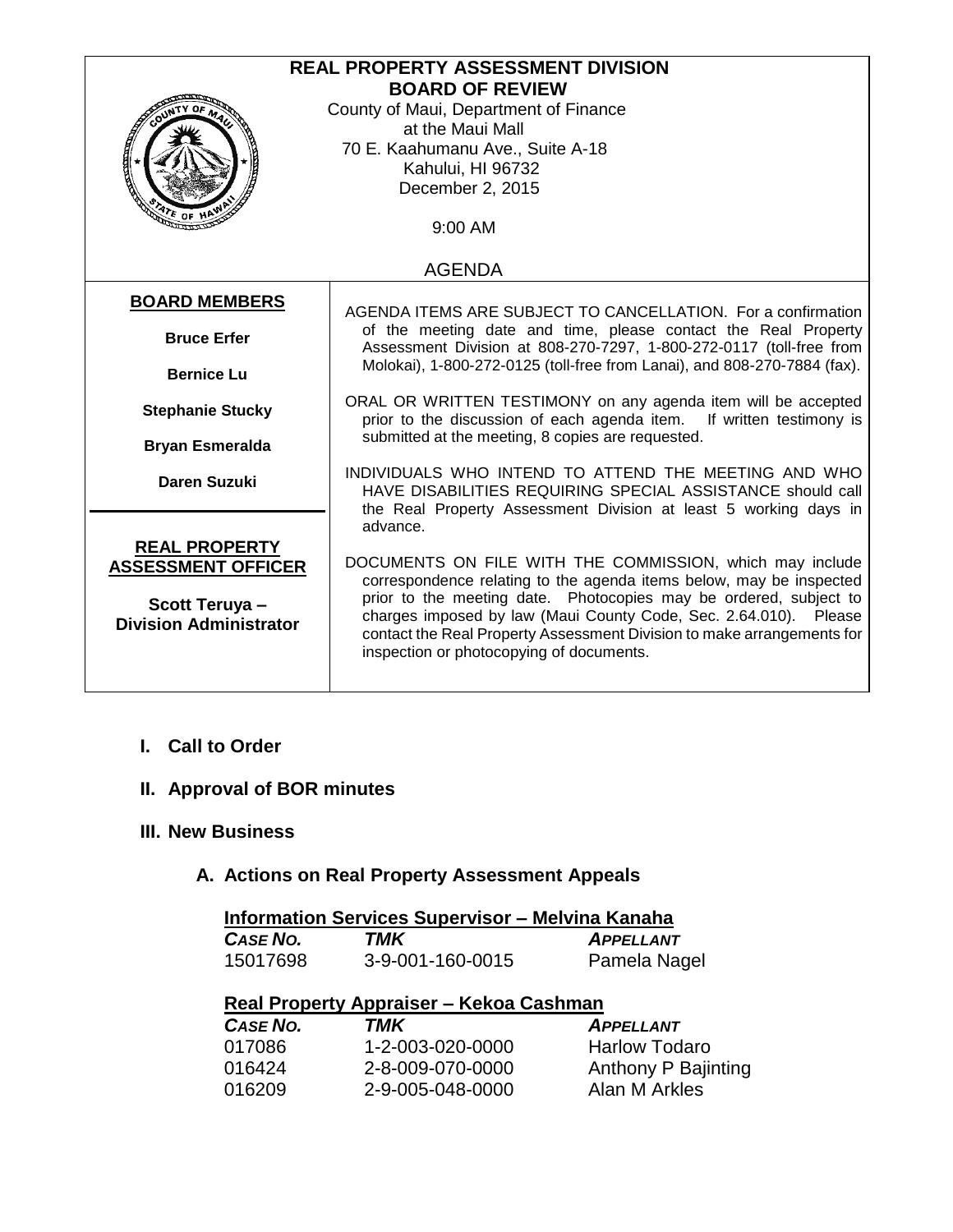# REAL PROPERTY ASSESSMENT DIVISION
## BOARD OF REVIEW

County of Maui, Department of Finance
at the Maui Mall
70 E. Kaahumanu Ave., Suite A-18
Kahului, HI 96732
December 2, 2015

9:00 AM

AGENDA

**BOARD MEMBERS**

**Bruce Erfer**

**Bernice Lu**

**Stephanie Stucky**

**Bryan Esmeralda**

**Daren Suzuki**

**REAL PROPERTY ASSESSMENT OFFICER**

**Scott Teruya – Division Administrator**

AGENDA ITEMS ARE SUBJECT TO CANCELLATION. For a confirmation of the meeting date and time, please contact the Real Property Assessment Division at 808-270-7297, 1-800-272-0117 (toll-free from Molokai), 1-800-272-0125 (toll-free from Lanai), and 808-270-7884 (fax).

ORAL OR WRITTEN TESTIMONY on any agenda item will be accepted prior to the discussion of each agenda item. If written testimony is submitted at the meeting, 8 copies are requested.

INDIVIDUALS WHO INTEND TO ATTEND THE MEETING AND WHO HAVE DISABILITIES REQUIRING SPECIAL ASSISTANCE should call the Real Property Assessment Division at least 5 working days in advance.

DOCUMENTS ON FILE WITH THE COMMISSION, which may include correspondence relating to the agenda items below, may be inspected prior to the meeting date. Photocopies may be ordered, subject to charges imposed by law (Maui County Code, Sec. 2.64.010). Please contact the Real Property Assessment Division to make arrangements for inspection or photocopying of documents.

## I. Call to Order

## II. Approval of BOR minutes

## III. New Business

### A. Actions on Real Property Assessment Appeals

**Information Services Supervisor – Melvina Kanaha**

| *CASE NO.* | *TMK* | *APPELLANT* |
|---|---|---|
| 15017698 | 3-9-001-160-0015 | Pamela Nagel |

**Real Property Appraiser – Kekoa Cashman**

| *CASE NO.* | *TMK* | *APPELLANT* |
|---|---|---|
| 017086 | 1-2-003-020-0000 | Harlow Todaro |
| 016424 | 2-8-009-070-0000 | Anthony P Bajinting |
| 016209 | 2-9-005-048-0000 | Alan M Arkles |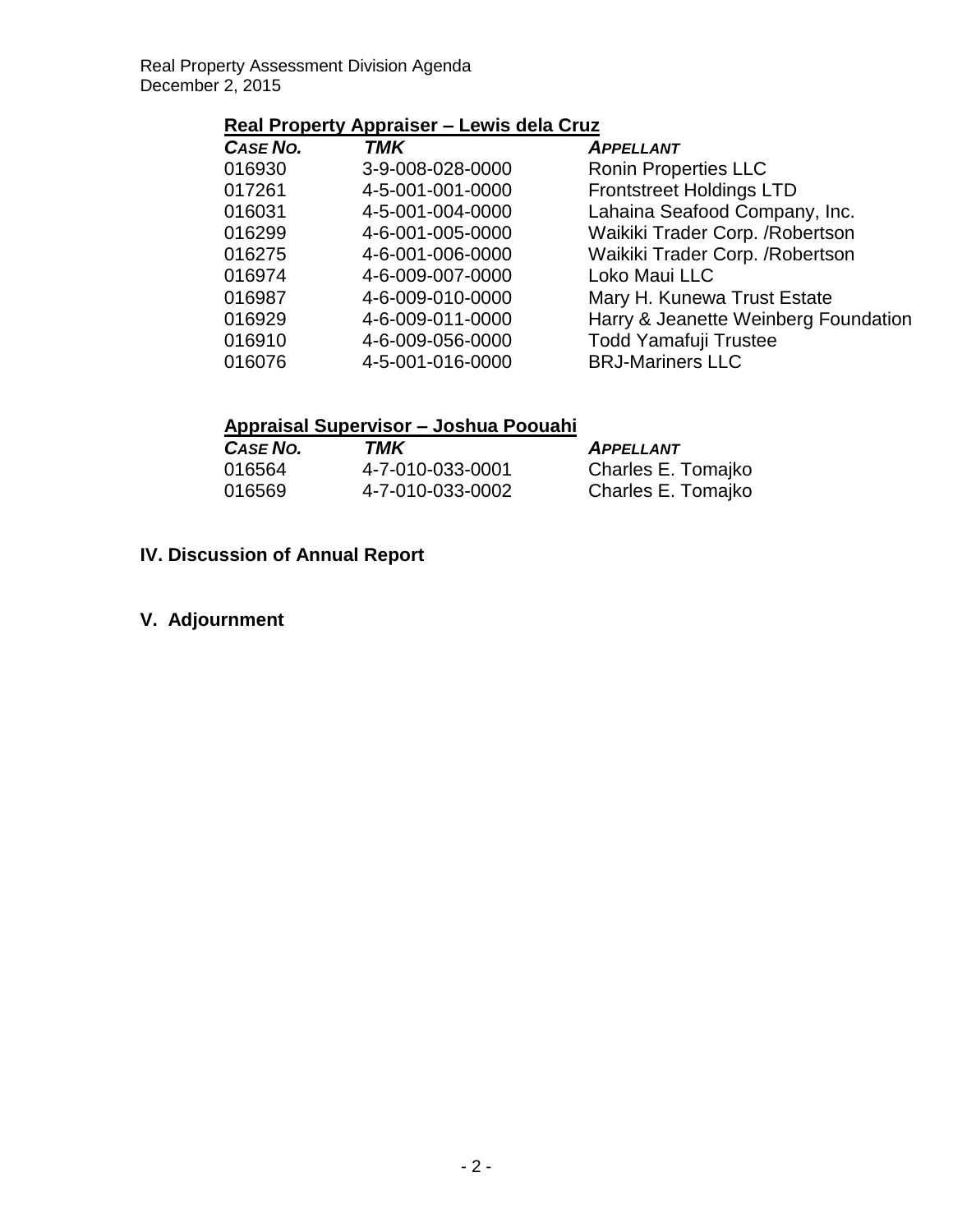**Real Property Appraiser – Lewis dela Cruz**

| *CASE NO.* | *TMK* | *APPELLANT* |
|---|---|---|
| 016930 | 3-9-008-028-0000 | Ronin Properties LLC |
| 017261 | 4-5-001-001-0000 | Frontstreet Holdings LTD |
| 016031 | 4-5-001-004-0000 | Lahaina Seafood Company, Inc. |
| 016299 | 4-6-001-005-0000 | Waikiki Trader Corp. /Robertson |
| 016275 | 4-6-001-006-0000 | Waikiki Trader Corp. /Robertson |
| 016974 | 4-6-009-007-0000 | Loko Maui LLC |
| 016987 | 4-6-009-010-0000 | Mary H. Kunewa Trust Estate |
| 016929 | 4-6-009-011-0000 | Harry & Jeanette Weinberg Foundation |
| 016910 | 4-6-009-056-0000 | Todd Yamafuji Trustee |
| 016076 | 4-5-001-016-0000 | BRJ-Mariners LLC |

**Appraisal Supervisor – Joshua Poouahi**

| *CASE NO.* | *TMK* | *APPELLANT* |
|---|---|---|
| 016564 | 4-7-010-033-0001 | Charles E. Tomajko |
| 016569 | 4-7-010-033-0002 | Charles E. Tomajko |

## IV. Discussion of Annual Report

## V. Adjournment